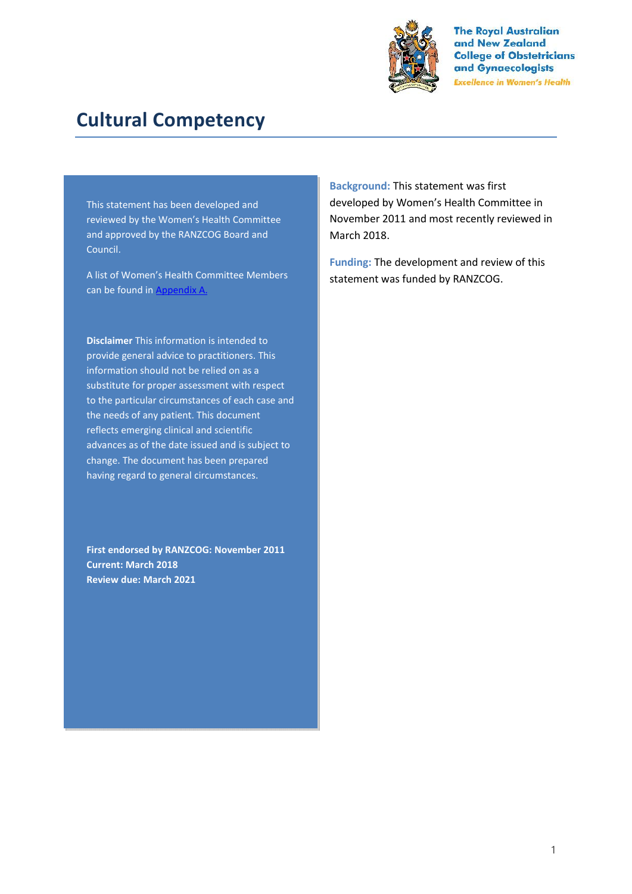The Royal Australian and New Zealand College of Obstetricians and Gynaecologists
*Excellence in Women's Health*

# Cultural Competency

This statement has been developed and reviewed by the Women's Health Committee and approved by the RANZCOG Board and Council.

A list of Women's Health Committee Members can be found in Appendix A.

**Disclaimer** This information is intended to provide general advice to practitioners. This information should not be relied on as a substitute for proper assessment with respect to the particular circumstances of each case and the needs of any patient. This document reflects emerging clinical and scientific advances as of the date issued and is subject to change. The document has been prepared having regard to general circumstances.

**First endorsed by RANZCOG: November 2011**
**Current: March 2018**
**Review due: March 2021**

**Background:** This statement was first developed by Women's Health Committee in November 2011 and most recently reviewed in March 2018.

**Funding:** The development and review of this statement was funded by RANZCOG.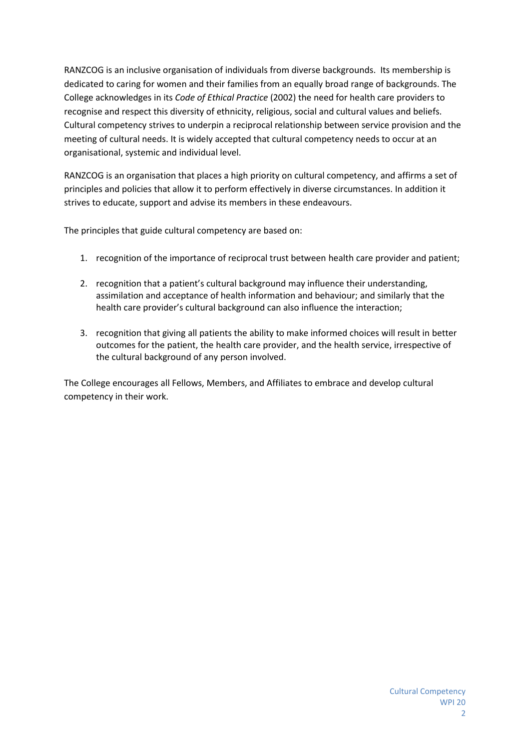RANZCOG is an inclusive organisation of individuals from diverse backgrounds. Its membership is dedicated to caring for women and their families from an equally broad range of backgrounds. The College acknowledges in its *Code of Ethical Practice* (2002) the need for health care providers to recognise and respect this diversity of ethnicity, religious, social and cultural values and beliefs. Cultural competency strives to underpin a reciprocal relationship between service provision and the meeting of cultural needs. It is widely accepted that cultural competency needs to occur at an organisational, systemic and individual level.

RANZCOG is an organisation that places a high priority on cultural competency, and affirms a set of principles and policies that allow it to perform effectively in diverse circumstances. In addition it strives to educate, support and advise its members in these endeavours.

The principles that guide cultural competency are based on:

1. recognition of the importance of reciprocal trust between health care provider and patient;

2. recognition that a patient's cultural background may influence their understanding, assimilation and acceptance of health information and behaviour; and similarly that the health care provider's cultural background can also influence the interaction;

3. recognition that giving all patients the ability to make informed choices will result in better outcomes for the patient, the health care provider, and the health service, irrespective of the cultural background of any person involved.

The College encourages all Fellows, Members, and Affiliates to embrace and develop cultural competency in their work.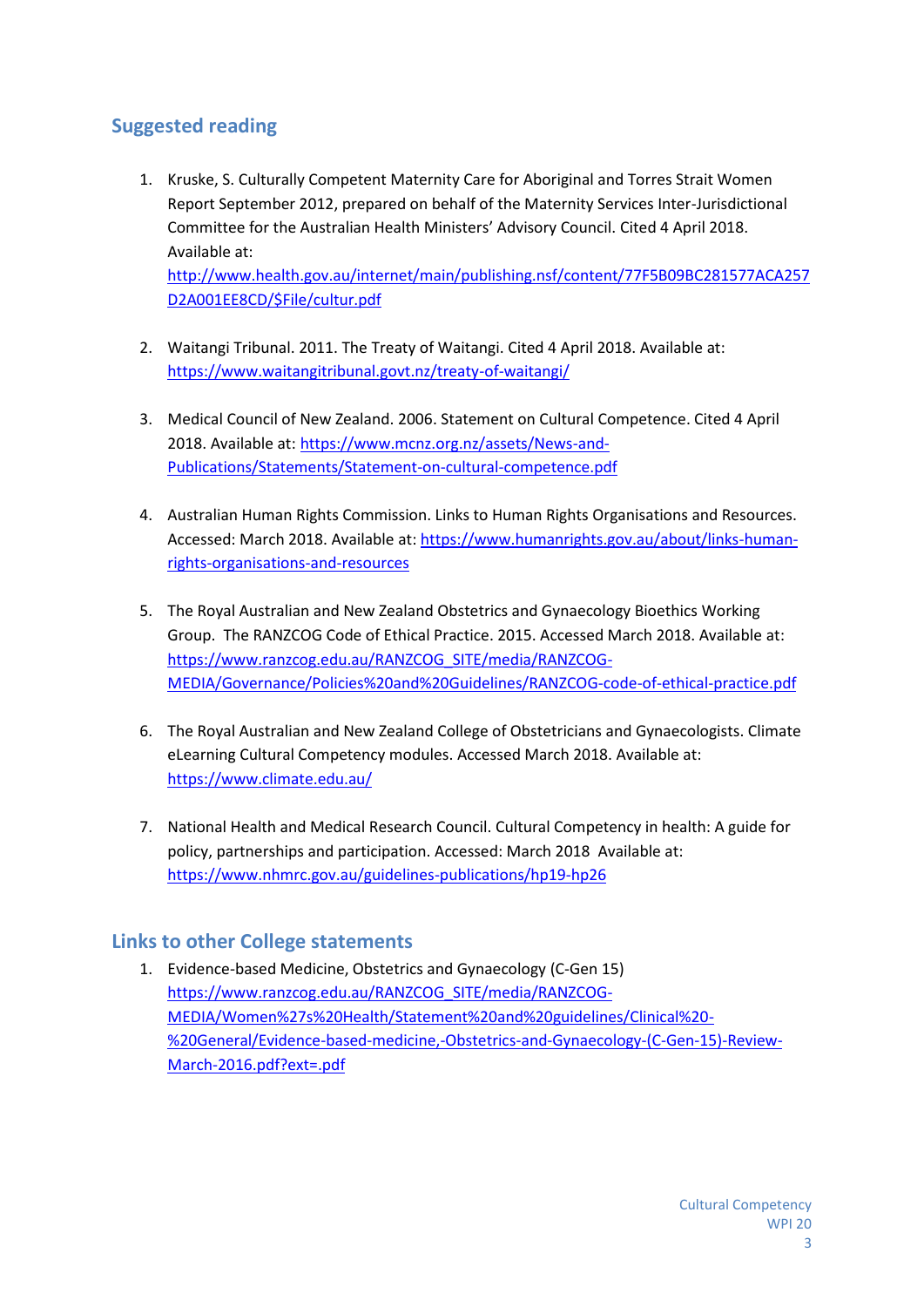## Suggested reading

1. Kruske, S. Culturally Competent Maternity Care for Aboriginal and Torres Strait Women Report September 2012, prepared on behalf of the Maternity Services Inter-Jurisdictional Committee for the Australian Health Ministers' Advisory Council. Cited 4 April 2018. Available at: http://www.health.gov.au/internet/main/publishing.nsf/content/77F5B09BC281577ACA257D2A001EE8CD/$File/cultur.pdf

2. Waitangi Tribunal. 2011. The Treaty of Waitangi. Cited 4 April 2018. Available at: https://www.waitangitribunal.govt.nz/treaty-of-waitangi/

3. Medical Council of New Zealand. 2006. Statement on Cultural Competence. Cited 4 April 2018. Available at: https://www.mcnz.org.nz/assets/News-and-Publications/Statements/Statement-on-cultural-competence.pdf

4. Australian Human Rights Commission. Links to Human Rights Organisations and Resources. Accessed: March 2018. Available at: https://www.humanrights.gov.au/about/links-human-rights-organisations-and-resources

5. The Royal Australian and New Zealand Obstetrics and Gynaecology Bioethics Working Group. The RANZCOG Code of Ethical Practice. 2015. Accessed March 2018. Available at: https://www.ranzcog.edu.au/RANZCOG_SITE/media/RANZCOG-MEDIA/Governance/Policies%20and%20Guidelines/RANZCOG-code-of-ethical-practice.pdf

6. The Royal Australian and New Zealand College of Obstetricians and Gynaecologists. Climate eLearning Cultural Competency modules. Accessed March 2018. Available at: https://www.climate.edu.au/

7. National Health and Medical Research Council. Cultural Competency in health: A guide for policy, partnerships and participation. Accessed: March 2018 Available at: https://www.nhmrc.gov.au/guidelines-publications/hp19-hp26

## Links to other College statements

1. Evidence-based Medicine, Obstetrics and Gynaecology (C-Gen 15) https://www.ranzcog.edu.au/RANZCOG_SITE/media/RANZCOG-MEDIA/Women%27s%20Health/Statement%20and%20guidelines/Clinical%20-%20General/Evidence-based-medicine,-Obstetrics-and-Gynaecology-(C-Gen-15)-Review-March-2016.pdf?ext=.pdf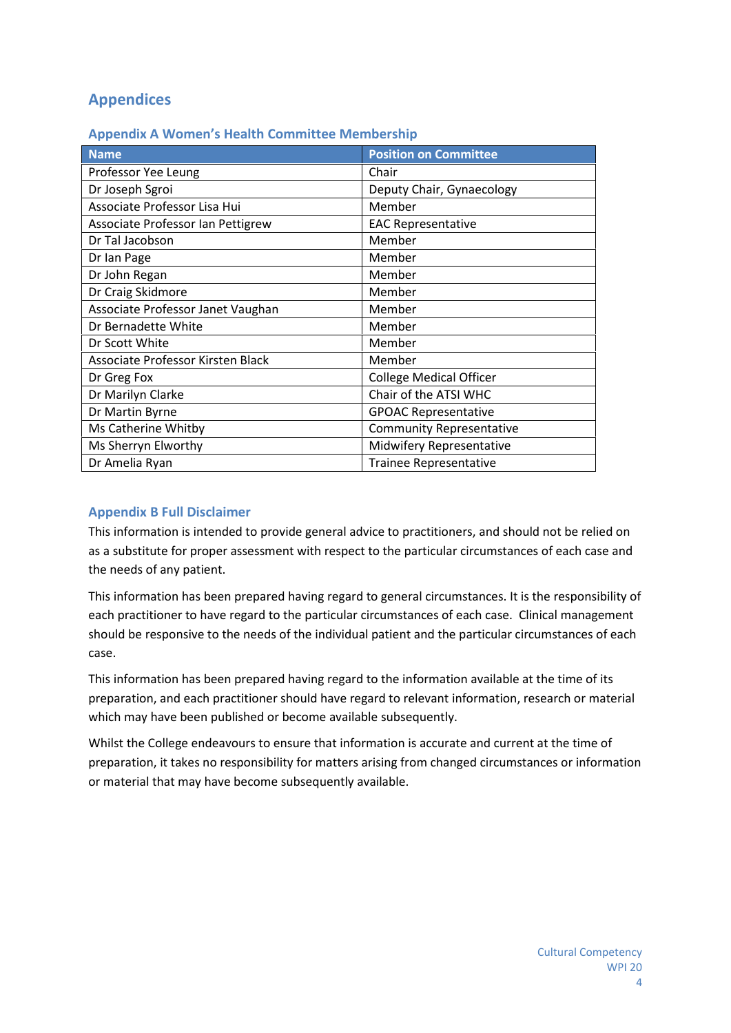# Appendices

## Appendix A Women's Health Committee Membership

| Name | Position on Committee |
| --- | --- |
| Professor Yee Leung | Chair |
| Dr Joseph Sgroi | Deputy Chair, Gynaecology |
| Associate Professor Lisa Hui | Member |
| Associate Professor Ian Pettigrew | EAC Representative |
| Dr Tal Jacobson | Member |
| Dr Ian Page | Member |
| Dr John Regan | Member |
| Dr Craig Skidmore | Member |
| Associate Professor Janet Vaughan | Member |
| Dr Bernadette White | Member |
| Dr Scott White | Member |
| Associate Professor Kirsten Black | Member |
| Dr Greg Fox | College Medical Officer |
| Dr Marilyn Clarke | Chair of the ATSI WHC |
| Dr Martin Byrne | GPOAC Representative |
| Ms Catherine Whitby | Community Representative |
| Ms Sherryn Elworthy | Midwifery Representative |
| Dr Amelia Ryan | Trainee Representative |

## Appendix B Full Disclaimer

This information is intended to provide general advice to practitioners, and should not be relied on as a substitute for proper assessment with respect to the particular circumstances of each case and the needs of any patient.

This information has been prepared having regard to general circumstances. It is the responsibility of each practitioner to have regard to the particular circumstances of each case. Clinical management should be responsive to the needs of the individual patient and the particular circumstances of each case.

This information has been prepared having regard to the information available at the time of its preparation, and each practitioner should have regard to relevant information, research or material which may have been published or become available subsequently.

Whilst the College endeavours to ensure that information is accurate and current at the time of preparation, it takes no responsibility for matters arising from changed circumstances or information or material that may have become subsequently available.